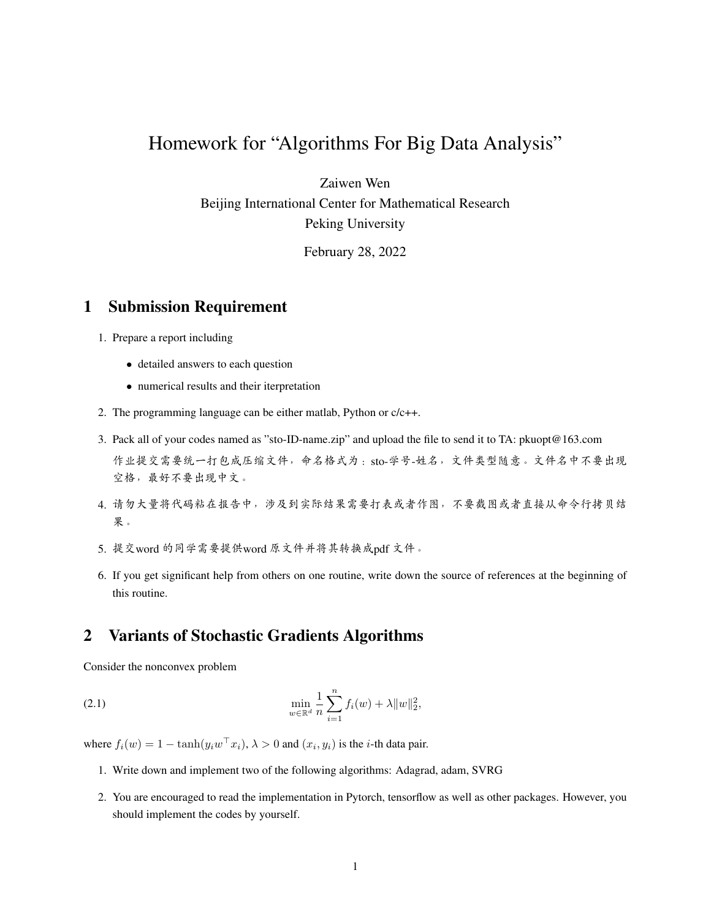# Homework for "Algorithms For Big Data Analysis"

Zaiwen Wen

Beijing International Center for Mathematical Research

Peking University

February 28, 2022

## 1 Submission Requirement

1. Prepare a report including
   - detailed answers to each question
   - numerical results and their iterpretation
2. The programming language can be either matlab, Python or c/c++.
3. Pack all of your codes named as "sto-ID-name.zip" and upload the file to send it to TA: pkuopt@163.com
   作业提交需要统一打包成压缩文件，命名格式为：sto-学号-姓名，文件类型随意。文件名中不要出现空格，最好不要出现中文。
4. 请勿大量将代码粘在报告中，涉及到实际结果需要打表或者作图，不要截图或者直接从命令行拷贝结果。
5. 提交word 的同学需要提供word 原文件并将其转换成pdf 文件。
6. If you get significant help from others on one routine, write down the source of references at the beginning of this routine.

## 2 Variants of Stochastic Gradients Algorithms

Consider the nonconvex problem

$$\min_{w \in \mathbb{R}^d} \frac{1}{n} \sum_{i=1}^{n} f_i(w) + \lambda \|w\|_2^2, \tag{2.1}$$

where $f_i(w) = 1 - \tanh(y_i w^\top x_i)$, $\lambda > 0$ and $(x_i, y_i)$ is the $i$-th data pair.

1. Write down and implement two of the following algorithms: Adagrad, adam, SVRG
2. You are encouraged to read the implementation in Pytorch, tensorflow as well as other packages. However, you should implement the codes by yourself.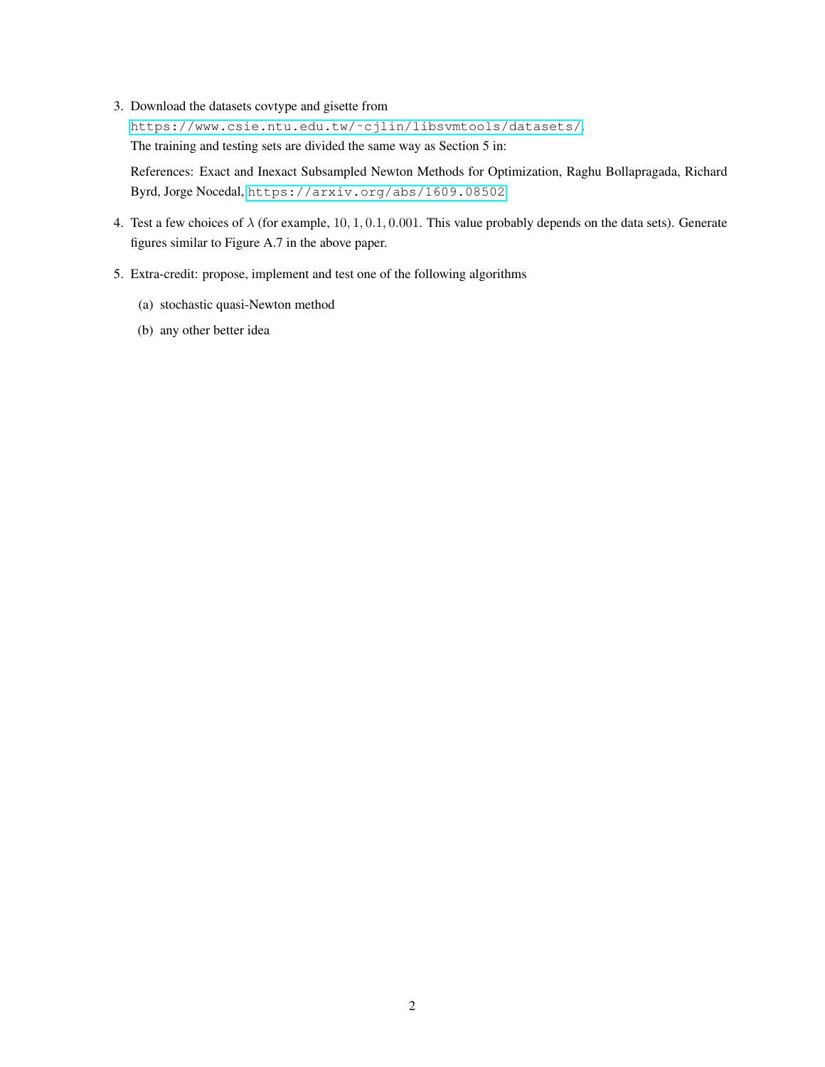3. Download the datasets covtype and gisette from
   https://www.csie.ntu.edu.tw/~cjlin/libsvmtools/datasets/.
   The training and testing sets are divided the same way as Section 5 in:

   References: Exact and Inexact Subsampled Newton Methods for Optimization, Raghu Bollapragada, Richard Byrd, Jorge Nocedal, https://arxiv.org/abs/1609.08502

4. Test a few choices of $\lambda$ (for example, $10, 1, 0.1, 0.001$. This value probably depends on the data sets). Generate figures similar to Figure A.7 in the above paper.

5. Extra-credit: propose, implement and test one of the following algorithms

   (a) stochastic quasi-Newton method

   (b) any other better idea